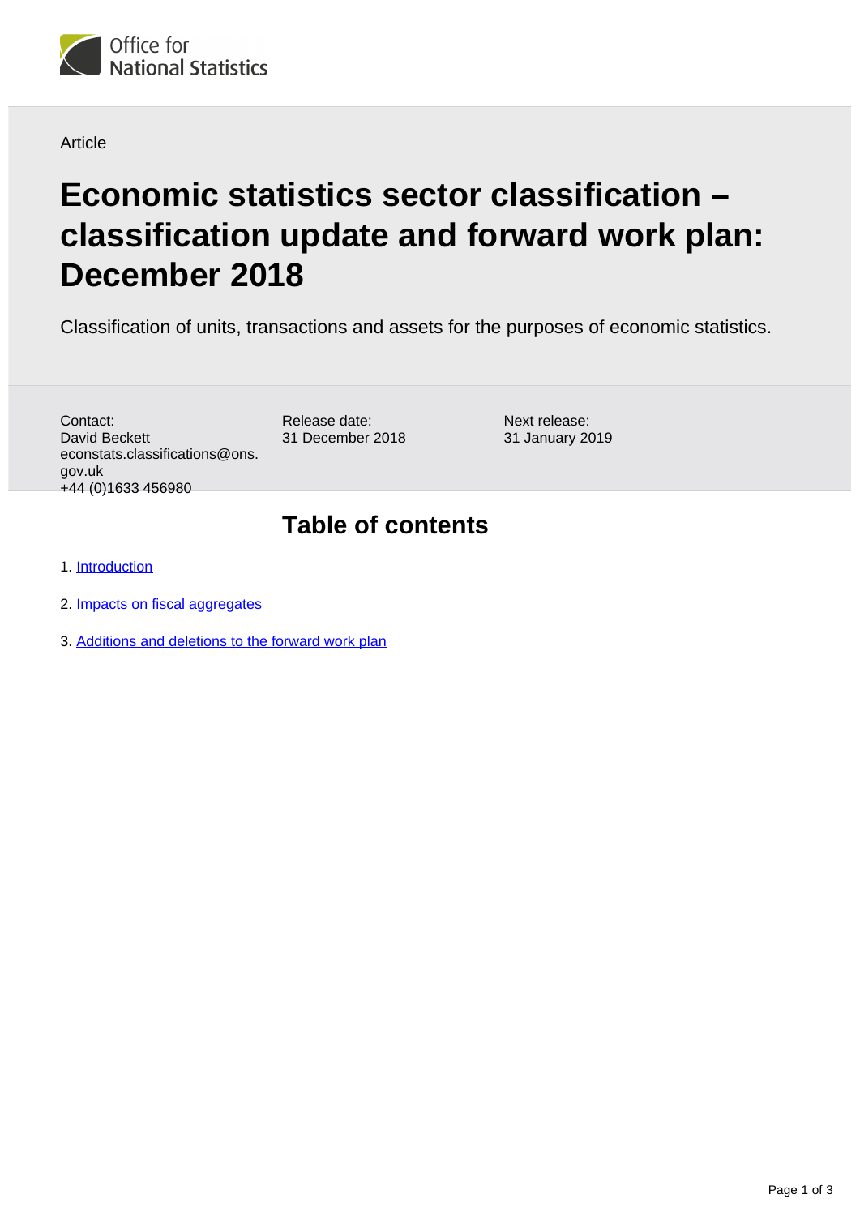Article

# Economic statistics sector classification – classification update and forward work plan: December 2018

Classification of units, transactions and assets for the purposes of economic statistics.

Contact:
David Beckett
econstats.classifications@ons.gov.uk
+44 (0)1633 456980

Release date:
31 December 2018

Next release:
31 January 2019

## Table of contents

1. Introduction
2. Impacts on fiscal aggregates
3. Additions and deletions to the forward work plan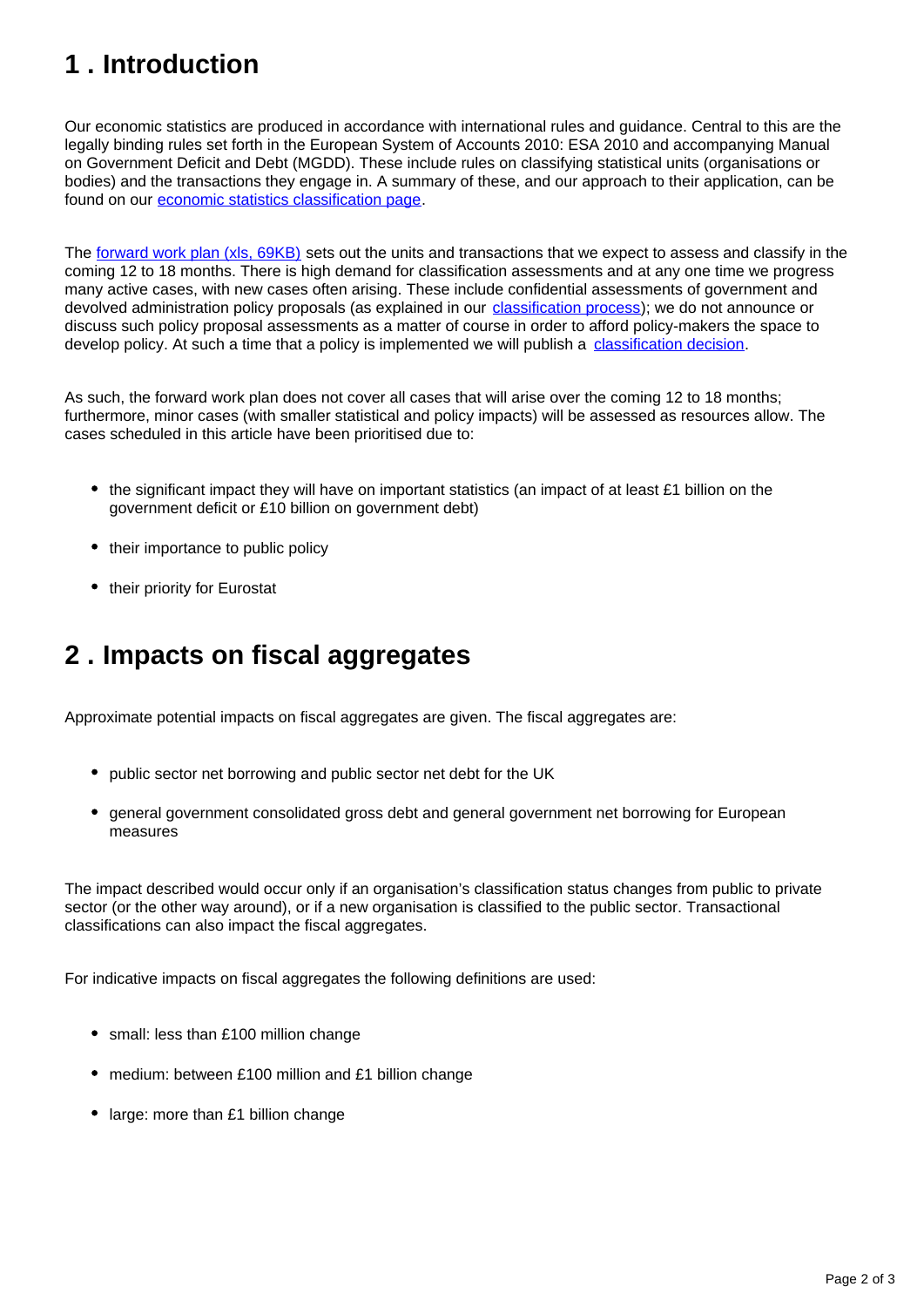## 1 . Introduction

Our economic statistics are produced in accordance with international rules and guidance. Central to this are the legally binding rules set forth in the European System of Accounts 2010: ESA 2010 and accompanying Manual on Government Deficit and Debt (MGDD). These include rules on classifying statistical units (organisations or bodies) and the transactions they engage in. A summary of these, and our approach to their application, can be found on our [economic statistics classification page](#).

The [forward work plan (xls, 69KB)](#) sets out the units and transactions that we expect to assess and classify in the coming 12 to 18 months. There is high demand for classification assessments and at any one time we progress many active cases, with new cases often arising. These include confidential assessments of government and devolved administration policy proposals (as explained in our [classification process](#)); we do not announce or discuss such policy proposal assessments as a matter of course in order to afford policy-makers the space to develop policy. At such a time that a policy is implemented we will publish a [classification decision](#).

As such, the forward work plan does not cover all cases that will arise over the coming 12 to 18 months; furthermore, minor cases (with smaller statistical and policy impacts) will be assessed as resources allow. The cases scheduled in this article have been prioritised due to:

- the significant impact they will have on important statistics (an impact of at least £1 billion on the government deficit or £10 billion on government debt)
- their importance to public policy
- their priority for Eurostat

## 2 . Impacts on fiscal aggregates

Approximate potential impacts on fiscal aggregates are given. The fiscal aggregates are:

- public sector net borrowing and public sector net debt for the UK
- general government consolidated gross debt and general government net borrowing for European measures

The impact described would occur only if an organisation's classification status changes from public to private sector (or the other way around), or if a new organisation is classified to the public sector. Transactional classifications can also impact the fiscal aggregates.

For indicative impacts on fiscal aggregates the following definitions are used:

- small: less than £100 million change
- medium: between £100 million and £1 billion change
- large: more than £1 billion change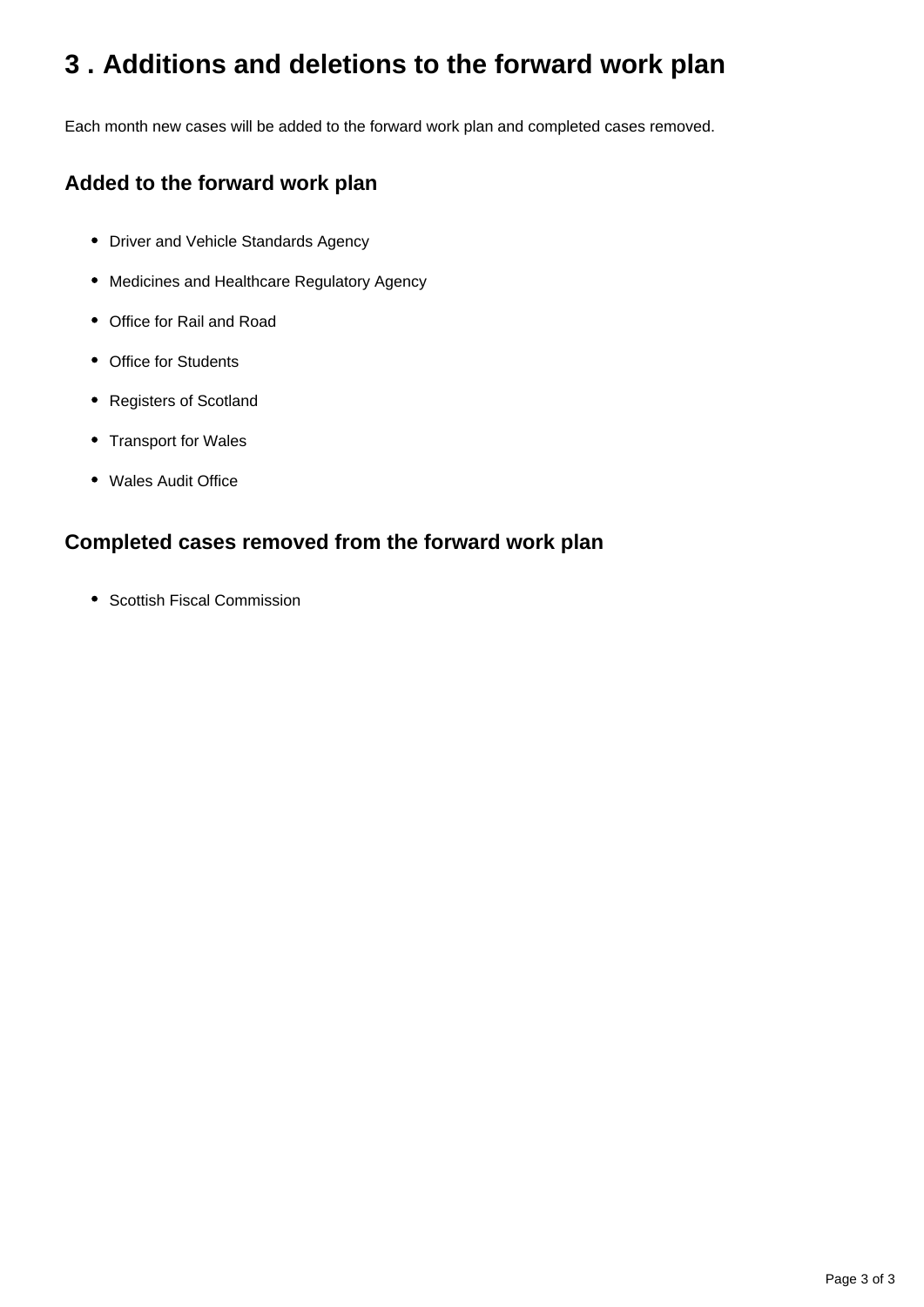# 3 . Additions and deletions to the forward work plan

Each month new cases will be added to the forward work plan and completed cases removed.

## Added to the forward work plan

- Driver and Vehicle Standards Agency
- Medicines and Healthcare Regulatory Agency
- Office for Rail and Road
- Office for Students
- Registers of Scotland
- Transport for Wales
- Wales Audit Office

## Completed cases removed from the forward work plan

- Scottish Fiscal Commission